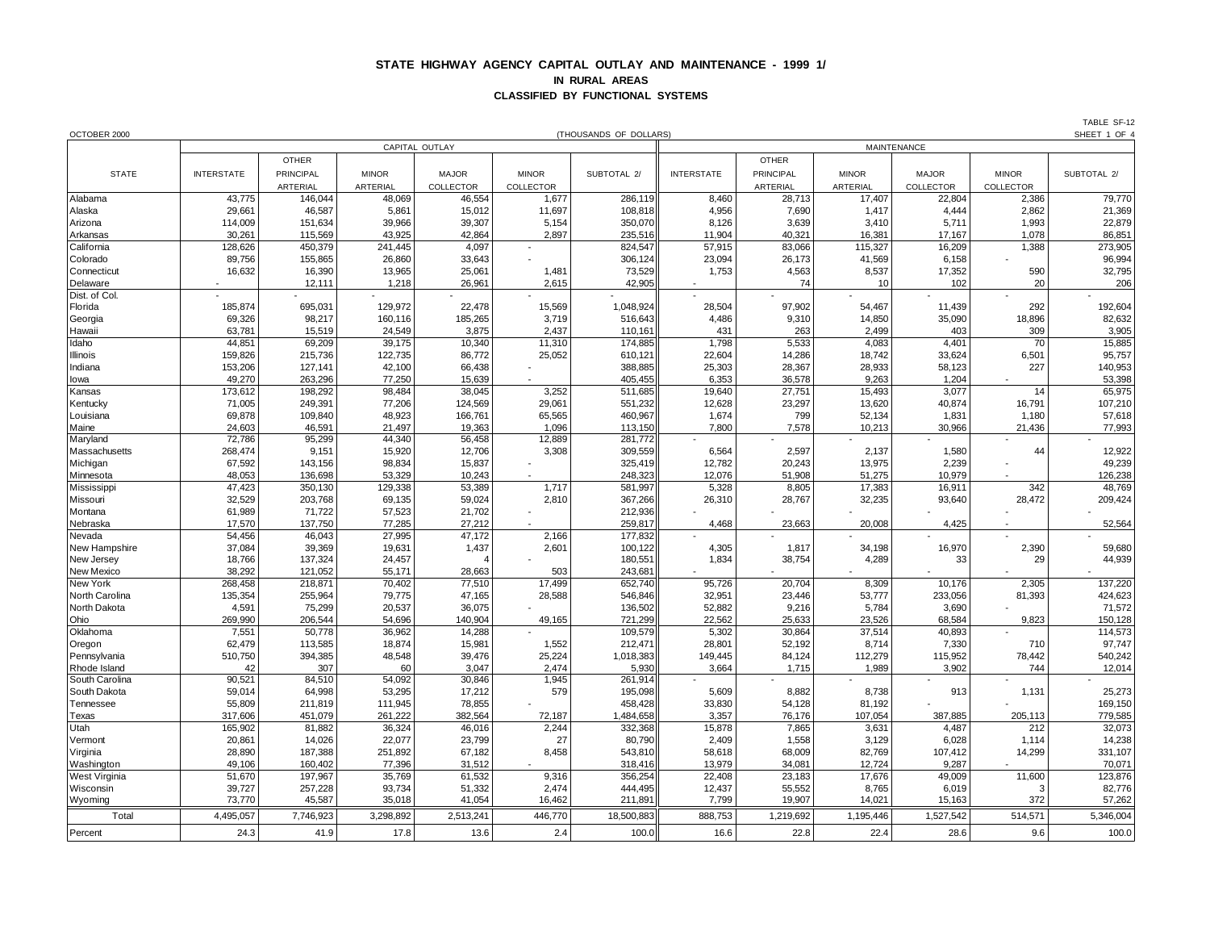# STATE HIGHWAY AGENCY CAPITAL OUTLAY AND MAINTENANCE - 1999 1/

## IN RURAL AREAS

## CLASSIFIED BY FUNCTIONAL SYSTEMS

TABLE SF-12

OCTOBER 2000 — (THOUSANDS OF DOLLARS) — SHEET 1 OF 4

| STATE | CAPITAL OUTLAY | | | | | | MAINTENANCE | | | | | |
|---|---|---|---|---|---|---|---|---|---|---|---|---|
| | INTERSTATE | OTHER PRINCIPAL ARTERIAL | MINOR ARTERIAL | MAJOR COLLECTOR | MINOR COLLECTOR | SUBTOTAL 2/ | INTERSTATE | OTHER PRINCIPAL ARTERIAL | MINOR ARTERIAL | MAJOR COLLECTOR | MINOR COLLECTOR | SUBTOTAL 2/ |
| Alabama | 43,775 | 146,044 | 48,069 | 46,554 | 1,677 | 286,119 | 8,460 | 28,713 | 17,407 | 22,804 | 2,386 | 79,770 |
| Alaska | 29,661 | 46,587 | 5,861 | 15,012 | 11,697 | 108,818 | 4,956 | 7,690 | 1,417 | 4,444 | 2,862 | 21,369 |
| Arizona | 114,009 | 151,634 | 39,966 | 39,307 | 5,154 | 350,070 | 8,126 | 3,639 | 3,410 | 5,711 | 1,993 | 22,879 |
| Arkansas | 30,261 | 115,569 | 43,925 | 42,864 | 2,897 | 235,516 | 11,904 | 40,321 | 16,381 | 17,167 | 1,078 | 86,851 |
| California | 128,626 | 450,379 | 241,445 | 4,097 | - | 824,547 | 57,915 | 83,066 | 115,327 | 16,209 | 1,388 | 273,905 |
| Colorado | 89,756 | 155,865 | 26,860 | 33,643 | - | 306,124 | 23,094 | 26,173 | 41,569 | 6,158 | - | 96,994 |
| Connecticut | 16,632 | 16,390 | 13,965 | 25,061 | 1,481 | 73,529 | 1,753 | 4,563 | 8,537 | 17,352 | 590 | 32,795 |
| Delaware | - | 12,111 | 1,218 | 26,961 | 2,615 | 42,905 | - | 74 | 10 | 102 | 20 | 206 |
| Dist. of Col. | - | - | - | - | - | - | - | - | - | - | - | - |
| Florida | 185,874 | 695,031 | 129,972 | 22,478 | 15,569 | 1,048,924 | 28,504 | 97,902 | 54,467 | 11,439 | 292 | 192,604 |
| Georgia | 69,326 | 98,217 | 160,116 | 185,265 | 3,719 | 516,643 | 4,486 | 9,310 | 14,850 | 35,090 | 18,896 | 82,632 |
| Hawaii | 63,781 | 15,519 | 24,549 | 3,875 | 2,437 | 110,161 | 431 | 263 | 2,499 | 403 | 309 | 3,905 |
| Idaho | 44,851 | 69,209 | 39,175 | 10,340 | 11,310 | 174,885 | 1,798 | 5,533 | 4,083 | 4,401 | 70 | 15,885 |
| Illinois | 159,826 | 215,736 | 122,735 | 86,772 | 25,052 | 610,121 | 22,604 | 14,286 | 18,742 | 33,624 | 6,501 | 95,757 |
| Indiana | 153,206 | 127,141 | 42,100 | 66,438 | - | 388,885 | 25,303 | 28,367 | 28,933 | 58,123 | 227 | 140,953 |
| Iowa | 49,270 | 263,296 | 77,250 | 15,639 | - | 405,455 | 6,353 | 36,578 | 9,263 | 1,204 | - | 53,398 |
| Kansas | 173,612 | 198,292 | 98,484 | 38,045 | 3,252 | 511,685 | 19,640 | 27,751 | 15,493 | 3,077 | 14 | 65,975 |
| Kentucky | 71,005 | 249,391 | 77,206 | 124,569 | 29,061 | 551,232 | 12,628 | 23,297 | 13,620 | 40,874 | 16,791 | 107,210 |
| Louisiana | 69,878 | 109,840 | 48,923 | 166,761 | 65,565 | 460,967 | 1,674 | 799 | 52,134 | 1,831 | 1,180 | 57,618 |
| Maine | 24,603 | 46,591 | 21,497 | 19,363 | 1,096 | 113,150 | 7,800 | 7,578 | 10,213 | 30,966 | 21,436 | 77,993 |
| Maryland | 72,786 | 95,299 | 44,340 | 56,458 | 12,889 | 281,772 | - | - | - | - | - | - |
| Massachusetts | 268,474 | 9,151 | 15,920 | 12,706 | 3,308 | 309,559 | 6,564 | 2,597 | 2,137 | 1,580 | 44 | 12,922 |
| Michigan | 67,592 | 143,156 | 98,834 | 15,837 | - | 325,419 | 12,782 | 20,243 | 13,975 | 2,239 | - | 49,239 |
| Minnesota | 48,053 | 136,698 | 53,329 | 10,243 | - | 248,323 | 12,076 | 51,908 | 51,275 | 10,979 | - | 126,238 |
| Mississippi | 47,423 | 350,130 | 129,338 | 53,389 | 1,717 | 581,997 | 5,328 | 8,805 | 17,383 | 16,911 | 342 | 48,769 |
| Missouri | 32,529 | 203,768 | 69,135 | 59,024 | 2,810 | 367,266 | 26,310 | 28,767 | 32,235 | 93,640 | 28,472 | 209,424 |
| Montana | 61,989 | 71,722 | 57,523 | 21,702 | - | 212,936 | - | - | - | - | - | - |
| Nebraska | 17,570 | 137,750 | 77,285 | 27,212 | - | 259,817 | 4,468 | 23,663 | 20,008 | 4,425 | - | 52,564 |
| Nevada | 54,456 | 46,043 | 27,995 | 47,172 | 2,166 | 177,832 | - | - | - | - | - | - |
| New Hampshire | 37,084 | 39,369 | 19,631 | 1,437 | 2,601 | 100,122 | 4,305 | 1,817 | 34,198 | 16,970 | 2,390 | 59,680 |
| New Jersey | 18,766 | 137,324 | 24,457 | 4 | - | 180,551 | 1,834 | 38,754 | 4,289 | 33 | 29 | 44,939 |
| New Mexico | 38,292 | 121,052 | 55,171 | 28,663 | 503 | 243,681 | - | - | - | - | - | - |
| New York | 268,458 | 218,871 | 70,402 | 77,510 | 17,499 | 652,740 | 95,726 | 20,704 | 8,309 | 10,176 | 2,305 | 137,220 |
| North Carolina | 135,354 | 255,964 | 79,775 | 47,165 | 28,588 | 546,846 | 32,951 | 23,446 | 53,777 | 233,056 | 81,393 | 424,623 |
| North Dakota | 4,591 | 75,299 | 20,537 | 36,075 | - | 136,502 | 52,882 | 9,216 | 5,784 | 3,690 | - | 71,572 |
| Ohio | 269,990 | 206,544 | 54,696 | 140,904 | 49,165 | 721,299 | 22,562 | 25,633 | 23,526 | 68,584 | 9,823 | 150,128 |
| Oklahoma | 7,551 | 50,778 | 36,962 | 14,288 | - | 109,579 | 5,302 | 30,864 | 37,514 | 40,893 | - | 114,573 |
| Oregon | 62,479 | 113,585 | 18,874 | 15,981 | 1,552 | 212,471 | 28,801 | 52,192 | 8,714 | 7,330 | 710 | 97,747 |
| Pennsylvania | 510,750 | 394,385 | 48,548 | 39,476 | 25,224 | 1,018,383 | 149,445 | 84,124 | 112,279 | 115,952 | 78,442 | 540,242 |
| Rhode Island | 42 | 307 | 60 | 3,047 | 2,474 | 5,930 | 3,664 | 1,715 | 1,989 | 3,902 | 744 | 12,014 |
| South Carolina | 90,521 | 84,510 | 54,092 | 30,846 | 1,945 | 261,914 | - | - | - | - | - | - |
| South Dakota | 59,014 | 64,998 | 53,295 | 17,212 | 579 | 195,098 | 5,609 | 8,882 | 8,738 | 913 | 1,131 | 25,273 |
| Tennessee | 55,809 | 211,819 | 111,945 | 78,855 | - | 458,428 | 33,830 | 54,128 | 81,192 | - | - | 169,150 |
| Texas | 317,606 | 451,079 | 261,222 | 382,564 | 72,187 | 1,484,658 | 3,357 | 76,176 | 107,054 | 387,885 | 205,113 | 779,585 |
| Utah | 165,902 | 81,882 | 36,324 | 46,016 | 2,244 | 332,368 | 15,878 | 7,865 | 3,631 | 4,487 | 212 | 32,073 |
| Vermont | 20,861 | 14,026 | 22,077 | 23,799 | 27 | 80,790 | 2,409 | 1,558 | 3,129 | 6,028 | 1,114 | 14,238 |
| Virginia | 28,890 | 187,388 | 251,892 | 67,182 | 8,458 | 543,810 | 58,618 | 68,009 | 82,769 | 107,412 | 14,299 | 331,107 |
| Washington | 49,106 | 160,402 | 77,396 | 31,512 | - | 318,416 | 13,979 | 34,081 | 12,724 | 9,287 | - | 70,071 |
| West Virginia | 51,670 | 197,967 | 35,769 | 61,532 | 9,316 | 356,254 | 22,408 | 23,183 | 17,676 | 49,009 | 11,600 | 123,876 |
| Wisconsin | 39,727 | 257,228 | 93,734 | 51,332 | 2,474 | 444,495 | 12,437 | 55,552 | 8,765 | 6,019 | 3 | 82,776 |
| Wyoming | 73,770 | 45,587 | 35,018 | 41,054 | 16,462 | 211,891 | 7,799 | 19,907 | 14,021 | 15,163 | 372 | 57,262 |
| Total | 4,495,057 | 7,746,923 | 3,298,892 | 2,513,241 | 446,770 | 18,500,883 | 888,753 | 1,219,692 | 1,195,446 | 1,527,542 | 514,571 | 5,346,004 |
| Percent | 24.3 | 41.9 | 17.8 | 13.6 | 2.4 | 100.0 | 16.6 | 22.8 | 22.4 | 28.6 | 9.6 | 100.0 |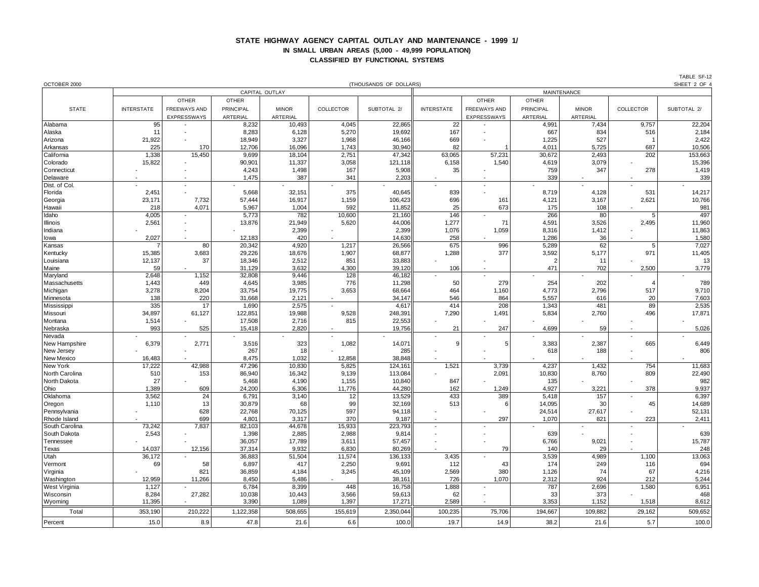# STATE HIGHWAY AGENCY CAPITAL OUTLAY AND MAINTENANCE - 1999 1/

## IN SMALL URBAN AREAS (5,000 - 49,999 POPULATION)

## CLASSIFIED BY FUNCTIONAL SYSTEMS

OCTOBER 2000 (THOUSANDS OF DOLLARS) TABLE SF-12 SHEET 2 OF 4

| STATE | CAPITAL OUTLAY | | | | | | MAINTENANCE | | | | | |
|---|---|---|---|---|---|---|---|---|---|---|---|---|
| | INTERSTATE | OTHER FREEWAYS AND EXPRESSWAYS | OTHER PRINCIPAL ARTERIAL | MINOR ARTERIAL | COLLECTOR | SUBTOTAL 2/ | INTERSTATE | OTHER FREEWAYS AND EXPRESSWAYS | OTHER PRINCIPAL ARTERIAL | MINOR ARTERIAL | COLLECTOR | SUBTOTAL 2/ |
| Alabama | 95 | - | 8,232 | 10,493 | 4,045 | 22,865 | 22 | - | 4,991 | 7,434 | 9,757 | 22,204 |
| Alaska | 11 | - | 8,283 | 6,128 | 5,270 | 19,692 | 167 | - | 667 | 834 | 516 | 2,184 |
| Arizona | 21,922 | - | 18,949 | 3,327 | 1,968 | 46,166 | 669 | - | 1,225 | 527 | 1 | 2,422 |
| Arkansas | 225 | 170 | 12,706 | 16,096 | 1,743 | 30,940 | 82 | 1 | 4,011 | 5,725 | 687 | 10,506 |
| California | 1,338 | 15,450 | 9,699 | 18,104 | 2,751 | 47,342 | 63,065 | 57,231 | 30,672 | 2,493 | 202 | 153,663 |
| Colorado | 15,822 | - | 90,901 | 11,337 | 3,058 | 121,118 | 6,158 | 1,540 | 4,619 | 3,079 | - | 15,396 |
| Connecticut | - | - | 4,243 | 1,498 | 167 | 5,908 | 35 | - | 759 | 347 | 278 | 1,419 |
| Delaware | - | - | 1,475 | 387 | 341 | 2,203 | - | - | 339 | - | - | 339 |
| Dist. of Col. | - | - | - | - | - | - | - | - | - | - | - | - |
| Florida | 2,451 | - | 5,668 | 32,151 | 375 | 40,645 | 839 | - | 8,719 | 4,128 | 531 | 14,217 |
| Georgia | 23,171 | 7,732 | 57,444 | 16,917 | 1,159 | 106,423 | 696 | 161 | 4,121 | 3,167 | 2,621 | 10,766 |
| Hawaii | 218 | 4,071 | 5,967 | 1,004 | 592 | 11,852 | 25 | 673 | 175 | 108 | - | 981 |
| Idaho | 4,005 | - | 5,773 | 782 | 10,600 | 21,160 | 146 | - | 266 | 80 | 5 | 497 |
| Illinois | 2,561 | - | 13,876 | 21,949 | 5,620 | 44,006 | 1,277 | 71 | 4,591 | 3,526 | 2,495 | 11,960 |
| Indiana | - | - | - | 2,399 | - | 2,399 | 1,076 | 1,059 | 8,316 | 1,412 | - | 11,863 |
| Iowa | 2,027 | - | 12,183 | 420 | - | 14,630 | 258 | - | 1,286 | 36 | - | 1,580 |
| Kansas | 7 | 80 | 20,342 | 4,920 | 1,217 | 26,566 | 675 | 996 | 5,289 | 62 | 5 | 7,027 |
| Kentucky | 15,385 | 3,683 | 29,226 | 18,676 | 1,907 | 68,877 | 1,288 | 377 | 3,592 | 5,177 | 971 | 11,405 |
| Louisiana | 12,137 | 37 | 18,346 | 2,512 | 851 | 33,883 | - | - | 2 | 11 | - | 13 |
| Maine | 59 | - | 31,129 | 3,632 | 4,300 | 39,120 | 106 | - | 471 | 702 | 2,500 | 3,779 |
| Maryland | 2,648 | 1,152 | 32,808 | 9,446 | 128 | 46,182 | - | - | - | - | - | - |
| Massachusetts | 1,443 | 449 | 4,645 | 3,985 | 776 | 11,298 | 50 | 279 | 254 | 202 | 4 | 789 |
| Michigan | 3,278 | 8,204 | 33,754 | 19,775 | 3,653 | 68,664 | 464 | 1,160 | 4,773 | 2,796 | 517 | 9,710 |
| Minnesota | 138 | 220 | 31,668 | 2,121 | - | 34,147 | 546 | 864 | 5,557 | 616 | 20 | 7,603 |
| Mississippi | 335 | 17 | 1,690 | 2,575 | - | 4,617 | 414 | 208 | 1,343 | 481 | 89 | 2,535 |
| Missouri | 34,897 | 61,127 | 122,851 | 19,988 | 9,528 | 248,391 | 7,290 | 1,491 | 5,834 | 2,760 | 496 | 17,871 |
| Montana | 1,514 | - | 17,508 | 2,716 | 815 | 22,553 | - | - | - | - | - | - |
| Nebraska | 993 | 525 | 15,418 | 2,820 | - | 19,756 | 21 | 247 | 4,699 | 59 | - | 5,026 |
| Nevada | - | - | - | - | - | - | - | - | - | - | - | - |
| New Hampshire | 6,379 | 2,771 | 3,516 | 323 | 1,082 | 14,071 | 9 | 5 | 3,383 | 2,387 | 665 | 6,449 |
| New Jersey | - | - | 267 | 18 | - | 285 | - | - | 618 | 188 | - | 806 |
| New Mexico | 16,483 | - | 8,475 | 1,032 | 12,858 | 38,848 | - | - | - | - | - | - |
| New York | 17,222 | 42,988 | 47,296 | 10,830 | 5,825 | 124,161 | 1,521 | 3,739 | 4,237 | 1,432 | 754 | 11,683 |
| North Carolina | 510 | 153 | 86,940 | 16,342 | 9,139 | 113,084 | - | 2,091 | 10,830 | 8,760 | 809 | 22,490 |
| North Dakota | 27 | - | 5,468 | 4,190 | 1,155 | 10,840 | 847 | - | 135 | - | - | 982 |
| Ohio | 1,389 | 609 | 24,200 | 6,306 | 11,776 | 44,280 | 162 | 1,249 | 4,927 | 3,221 | 378 | 9,937 |
| Oklahoma | 3,562 | 24 | 6,791 | 3,140 | 12 | 13,529 | 433 | 389 | 5,418 | 157 | - | 6,397 |
| Oregon | 1,110 | 13 | 30,879 | 68 | 99 | 32,169 | 513 | 6 | 14,095 | 30 | 45 | 14,689 |
| Pennsylvania | - | 628 | 22,768 | 70,125 | 597 | 94,118 | - | - | 24,514 | 27,617 | - | 52,131 |
| Rhode Island | - | 699 | 4,801 | 3,317 | 370 | 9,187 | - | 297 | 1,070 | 821 | 223 | 2,411 |
| South Carolina | 73,242 | 7,837 | 82,103 | 44,678 | 15,933 | 223,793 | - | - | - | - | - | - |
| South Dakota | 2,543 | - | 1,398 | 2,885 | 2,988 | 9,814 | - | - | 639 | - | - | 639 |
| Tennessee | - | - | 36,057 | 17,789 | 3,611 | 57,457 | - | - | 6,766 | 9,021 | - | 15,787 |
| Texas | 14,037 | 12,156 | 37,314 | 9,932 | 6,830 | 80,269 | - | 79 | 140 | 29 | - | 248 |
| Utah | 36,172 | - | 36,883 | 51,504 | 11,574 | 136,133 | 3,435 | - | 3,539 | 4,989 | 1,100 | 13,063 |
| Vermont | 69 | 58 | 6,897 | 417 | 2,250 | 9,691 | 112 | 43 | 174 | 249 | 116 | 694 |
| Virginia | - | 821 | 36,859 | 4,184 | 3,245 | 45,109 | 2,569 | 380 | 1,126 | 74 | 67 | 4,216 |
| Washington | 12,959 | 11,266 | 8,450 | 5,486 | - | 38,161 | 726 | 1,070 | 2,312 | 924 | 212 | 5,244 |
| West Virginia | 1,127 | - | 6,784 | 8,399 | 448 | 16,758 | 1,888 | - | 787 | 2,696 | 1,580 | 6,951 |
| Wisconsin | 8,284 | 27,282 | 10,038 | 10,443 | 3,566 | 59,613 | 62 | - | 33 | 373 | - | 468 |
| Wyoming | 11,395 | - | 3,390 | 1,089 | 1,397 | 17,271 | 2,589 | - | 3,353 | 1,152 | 1,518 | 8,612 |
| Total | 353,190 | 210,222 | 1,122,358 | 508,655 | 155,619 | 2,350,044 | 100,235 | 75,706 | 194,667 | 109,882 | 29,162 | 509,652 |
| Percent | 15.0 | 8.9 | 47.8 | 21.6 | 6.6 | 100.0 | 19.7 | 14.9 | 38.2 | 21.6 | 5.7 | 100.0 |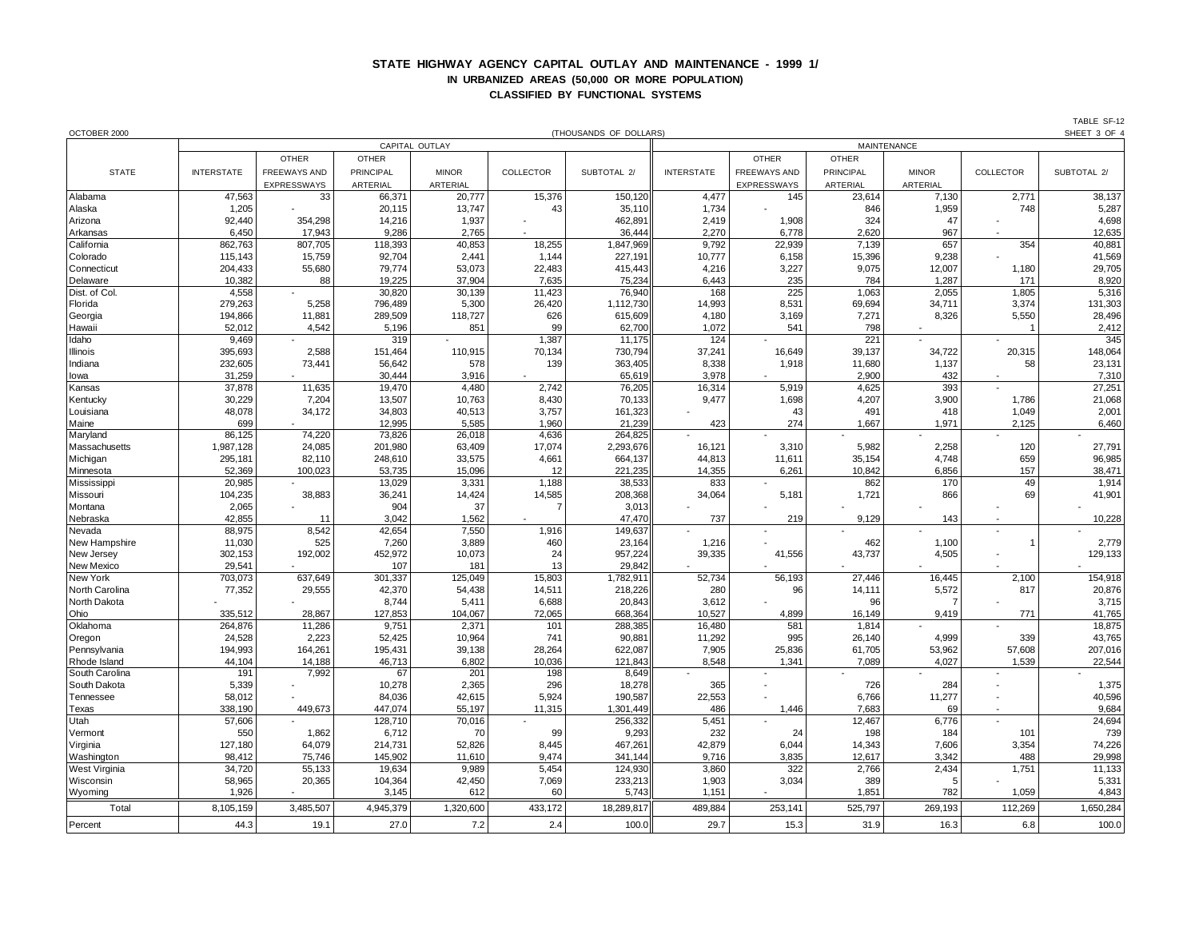# STATE HIGHWAY AGENCY CAPITAL OUTLAY AND MAINTENANCE - 1999 1/

## IN URBANIZED AREAS (50,000 OR MORE POPULATION)

## CLASSIFIED BY FUNCTIONAL SYSTEMS

TABLE SF-12

OCTOBER 2000 (THOUSANDS OF DOLLARS) SHEET 3 OF 4

| STATE | CAPITAL OUTLAY | | | | | | MAINTENANCE | | | | | |
|---|---|---|---|---|---|---|---|---|---|---|---|---|
| | INTERSTATE | OTHER FREEWAYS AND EXPRESSWAYS | OTHER PRINCIPAL ARTERIAL | MINOR ARTERIAL | COLLECTOR | SUBTOTAL 2/ | INTERSTATE | OTHER FREEWAYS AND EXPRESSWAYS | OTHER PRINCIPAL ARTERIAL | MINOR ARTERIAL | COLLECTOR | SUBTOTAL 2/ |
| Alabama | 47,563 | 33 | 66,371 | 20,777 | 15,376 | 150,120 | 4,477 | 145 | 23,614 | 7,130 | 2,771 | 38,137 |
| Alaska | 1,205 | - | 20,115 | 13,747 | 43 | 35,110 | 1,734 | - | 846 | 1,959 | 748 | 5,287 |
| Arizona | 92,440 | 354,298 | 14,216 | 1,937 | - | 462,891 | 2,419 | 1,908 | 324 | 47 | - | 4,698 |
| Arkansas | 6,450 | 17,943 | 9,286 | 2,765 | - | 36,444 | 2,270 | 6,778 | 2,620 | 967 | - | 12,635 |
| California | 862,763 | 807,705 | 118,393 | 40,853 | 18,255 | 1,847,969 | 9,792 | 22,939 | 7,139 | 657 | 354 | 40,881 |
| Colorado | 115,143 | 15,759 | 92,704 | 2,441 | 1,144 | 227,191 | 10,777 | 6,158 | 15,396 | 9,238 | - | 41,569 |
| Connecticut | 204,433 | 55,680 | 79,774 | 53,073 | 22,483 | 415,443 | 4,216 | 3,227 | 9,075 | 12,007 | 1,180 | 29,705 |
| Delaware | 10,382 | 88 | 19,225 | 37,904 | 7,635 | 75,234 | 6,443 | 235 | 784 | 1,287 | 171 | 8,920 |
| Dist. of Col. | 4,558 | - | 30,820 | 30,139 | 11,423 | 76,940 | 168 | 225 | 1,063 | 2,055 | 1,805 | 5,316 |
| Florida | 279,263 | 5,258 | 796,489 | 5,300 | 26,420 | 1,112,730 | 14,993 | 8,531 | 69,694 | 34,711 | 3,374 | 131,303 |
| Georgia | 194,866 | 11,881 | 289,509 | 118,727 | 626 | 615,609 | 4,180 | 3,169 | 7,271 | 8,326 | 5,550 | 28,496 |
| Hawaii | 52,012 | 4,542 | 5,196 | 851 | 99 | 62,700 | 1,072 | 541 | 798 | - | 1 | 2,412 |
| Idaho | 9,469 | - | 319 | - | 1,387 | 11,175 | 124 | - | 221 | - | - | 345 |
| Illinois | 395,693 | 2,588 | 151,464 | 110,915 | 70,134 | 730,794 | 37,241 | 16,649 | 39,137 | 34,722 | 20,315 | 148,064 |
| Indiana | 232,605 | 73,441 | 56,642 | 578 | 139 | 363,405 | 8,338 | 1,918 | 11,680 | 1,137 | 58 | 23,131 |
| Iowa | 31,259 | - | 30,444 | 3,916 | - | 65,619 | 3,978 | - | 2,900 | 432 | - | 7,310 |
| Kansas | 37,878 | 11,635 | 19,470 | 4,480 | 2,742 | 76,205 | 16,314 | 5,919 | 4,625 | 393 | - | 27,251 |
| Kentucky | 30,229 | 7,204 | 13,507 | 10,763 | 8,430 | 70,133 | 9,477 | 1,698 | 4,207 | 3,900 | 1,786 | 21,068 |
| Louisiana | 48,078 | 34,172 | 34,803 | 40,513 | 3,757 | 161,323 | - | 43 | 491 | 418 | 1,049 | 2,001 |
| Maine | 699 | - | 12,995 | 5,585 | 1,960 | 21,239 | 423 | 274 | 1,667 | 1,971 | 2,125 | 6,460 |
| Maryland | 86,125 | 74,220 | 73,826 | 26,018 | 4,636 | 264,825 | - | - | - | - | - | - |
| Massachusetts | 1,987,128 | 24,085 | 201,980 | 63,409 | 17,074 | 2,293,676 | 16,121 | 3,310 | 5,982 | 2,258 | 120 | 27,791 |
| Michigan | 295,181 | 82,110 | 248,610 | 33,575 | 4,661 | 664,137 | 44,813 | 11,611 | 35,154 | 4,748 | 659 | 96,985 |
| Minnesota | 52,369 | 100,023 | 53,735 | 15,096 | 12 | 221,235 | 14,355 | 6,261 | 10,842 | 6,856 | 157 | 38,471 |
| Mississippi | 20,985 | - | 13,029 | 3,331 | 1,188 | 38,533 | 833 | - | 862 | 170 | 49 | 1,914 |
| Missouri | 104,235 | 38,883 | 36,241 | 14,424 | 14,585 | 208,368 | 34,064 | 5,181 | 1,721 | 866 | 69 | 41,901 |
| Montana | 2,065 | - | 904 | 37 | 7 | 3,013 | - | - | - | - | - | - |
| Nebraska | 42,855 | 11 | 3,042 | 1,562 | - | 47,470 | 737 | 219 | 9,129 | 143 | - | 10,228 |
| Nevada | 88,975 | 8,542 | 42,654 | 7,550 | 1,916 | 149,637 | - | - | - | - | - | - |
| New Hampshire | 11,030 | 525 | 7,260 | 3,889 | 460 | 23,164 | 1,216 | - | 462 | 1,100 | 1 | 2,779 |
| New Jersey | 302,153 | 192,002 | 452,972 | 10,073 | 24 | 957,224 | 39,335 | 41,556 | 43,737 | 4,505 | - | 129,133 |
| New Mexico | 29,541 | - | 107 | 181 | 13 | 29,842 | - | - | - | - | - | - |
| New York | 703,073 | 637,649 | 301,337 | 125,049 | 15,803 | 1,782,911 | 52,734 | 56,193 | 27,446 | 16,445 | 2,100 | 154,918 |
| North Carolina | 77,352 | 29,555 | 42,370 | 54,438 | 14,511 | 218,226 | 280 | 96 | 14,111 | 5,572 | 817 | 20,876 |
| North Dakota | - | - | 8,744 | 5,411 | 6,688 | 20,843 | 3,612 | - | 96 | 7 | - | 3,715 |
| Ohio | 335,512 | 28,867 | 127,853 | 104,067 | 72,065 | 668,364 | 10,527 | 4,899 | 16,149 | 9,419 | 771 | 41,765 |
| Oklahoma | 264,876 | 11,286 | 9,751 | 2,371 | 101 | 288,385 | 16,480 | 581 | 1,814 | - | - | 18,875 |
| Oregon | 24,528 | 2,223 | 52,425 | 10,964 | 741 | 90,881 | 11,292 | 995 | 26,140 | 4,999 | 339 | 43,765 |
| Pennsylvania | 194,993 | 164,261 | 195,431 | 39,138 | 28,264 | 622,087 | 7,905 | 25,836 | 61,705 | 53,962 | 57,608 | 207,016 |
| Rhode Island | 44,104 | 14,188 | 46,713 | 6,802 | 10,036 | 121,843 | 8,548 | 1,341 | 7,089 | 4,027 | 1,539 | 22,544 |
| South Carolina | 191 | 7,992 | 67 | 201 | 198 | 8,649 | - | - | - | - | - | - |
| South Dakota | 5,339 | - | 10,278 | 2,365 | 296 | 18,278 | 365 | - | 726 | 284 | - | 1,375 |
| Tennessee | 58,012 | - | 84,036 | 42,615 | 5,924 | 190,587 | 22,553 | - | 6,766 | 11,277 | - | 40,596 |
| Texas | 338,190 | 449,673 | 447,074 | 55,197 | 11,315 | 1,301,449 | 486 | 1,446 | 7,683 | 69 | - | 9,684 |
| Utah | 57,606 | - | 128,710 | 70,016 | - | 256,332 | 5,451 | - | 12,467 | 6,776 | - | 24,694 |
| Vermont | 550 | 1,862 | 6,712 | 70 | 99 | 9,293 | 232 | 24 | 198 | 184 | 101 | 739 |
| Virginia | 127,180 | 64,079 | 214,731 | 52,826 | 8,445 | 467,261 | 42,879 | 6,044 | 14,343 | 7,606 | 3,354 | 74,226 |
| Washington | 98,412 | 75,746 | 145,902 | 11,610 | 9,474 | 341,144 | 9,716 | 3,835 | 12,617 | 3,342 | 488 | 29,998 |
| West Virginia | 34,720 | 55,133 | 19,634 | 9,989 | 5,454 | 124,930 | 3,860 | 322 | 2,766 | 2,434 | 1,751 | 11,133 |
| Wisconsin | 58,965 | 20,365 | 104,364 | 42,450 | 7,069 | 233,213 | 1,903 | 3,034 | 389 | 5 | - | 5,331 |
| Wyoming | 1,926 | - | 3,145 | 612 | 60 | 5,743 | 1,151 | - | 1,851 | 782 | 1,059 | 4,843 |
| Total | 8,105,159 | 3,485,507 | 4,945,379 | 1,320,600 | 433,172 | 18,289,817 | 489,884 | 253,141 | 525,797 | 269,193 | 112,269 | 1,650,284 |
| Percent | 44.3 | 19.1 | 27.0 | 7.2 | 2.4 | 100.0 | 29.7 | 15.3 | 31.9 | 16.3 | 6.8 | 100.0 |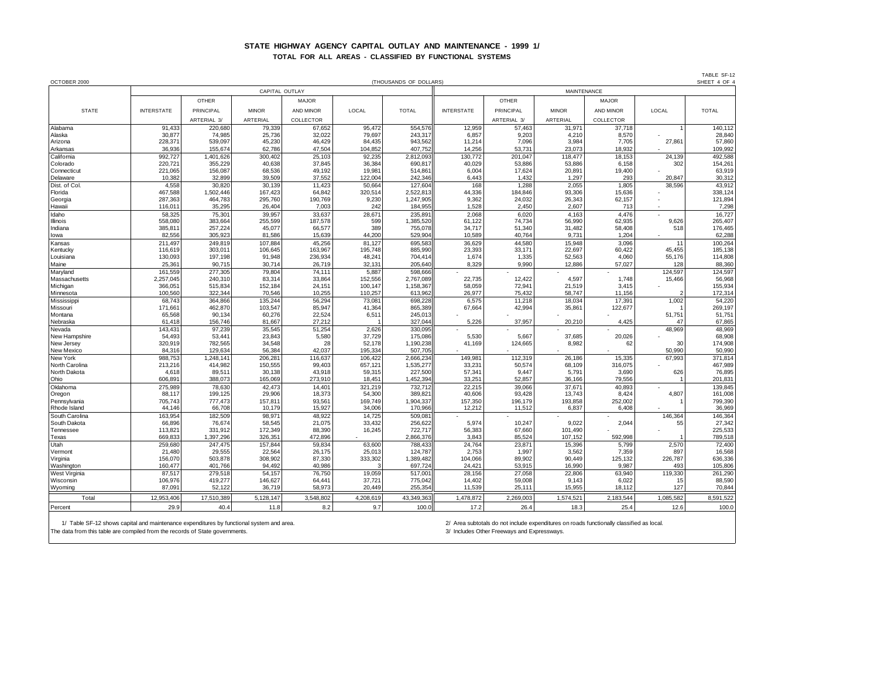# STATE HIGHWAY AGENCY CAPITAL OUTLAY AND MAINTENANCE - 1999 1/

## TOTAL FOR ALL AREAS - CLASSIFIED BY FUNCTIONAL SYSTEMS

OCTOBER 2000 (THOUSANDS OF DOLLARS) TABLE SF-12 SHEET 4 OF 4

| STATE | CAPITAL OUTLAY | | | | | | MAINTENANCE | | | | | |
|---|---|---|---|---|---|---|---|---|---|---|---|---|
| | INTERSTATE | OTHER PRINCIPAL ARTERIAL 3/ | MINOR ARTERIAL | MAJOR AND MINOR COLLECTOR | LOCAL | TOTAL | INTERSTATE | OTHER PRINCIPAL ARTERIAL 3/ | MINOR ARTERIAL | MAJOR AND MINOR COLLECTOR | LOCAL | TOTAL |
| Alabama | 91,433 | 220,680 | 79,339 | 67,652 | 95,472 | 554,576 | 12,959 | 57,463 | 31,971 | 37,718 | 1 | 140,112 |
| Alaska | 30,877 | 74,985 | 25,736 | 32,022 | 79,697 | 243,317 | 6,857 | 9,203 | 4,210 | 8,570 | - | 28,840 |
| Arizona | 228,371 | 539,097 | 45,230 | 46,429 | 84,435 | 943,562 | 11,214 | 7,096 | 3,984 | 7,705 | 27,861 | 57,860 |
| Arkansas | 36,936 | 155,674 | 62,786 | 47,504 | 104,852 | 407,752 | 14,256 | 53,731 | 23,073 | 18,932 | - | 109,992 |
| California | 992,727 | 1,401,626 | 300,402 | 25,103 | 92,235 | 2,812,093 | 130,772 | 201,047 | 118,477 | 18,153 | 24,139 | 492,588 |
| Colorado | 220,721 | 355,229 | 40,638 | 37,845 | 36,384 | 690,817 | 40,029 | 53,886 | 53,886 | 6,158 | 302 | 154,261 |
| Connecticut | 221,065 | 156,087 | 68,536 | 49,192 | 19,981 | 514,861 | 6,004 | 17,624 | 20,891 | 19,400 | - | 63,919 |
| Delaware | 10,382 | 32,899 | 39,509 | 37,552 | 122,004 | 242,346 | 6,443 | 1,432 | 1,297 | 293 | 20,847 | 30,312 |
| Dist. of Col. | 4,558 | 30,820 | 30,139 | 11,423 | 50,664 | 127,604 | 168 | 1,288 | 2,055 | 1,805 | 38,596 | 43,912 |
| Florida | 467,588 | 1,502,446 | 167,423 | 64,842 | 320,514 | 2,522,813 | 44,336 | 184,846 | 93,306 | 15,636 | - | 338,124 |
| Georgia | 287,363 | 464,783 | 295,760 | 190,769 | 9,230 | 1,247,905 | 9,362 | 24,032 | 26,343 | 62,157 | - | 121,894 |
| Hawaii | 116,011 | 35,295 | 26,404 | 7,003 | 242 | 184,955 | 1,528 | 2,450 | 2,607 | 713 | - | 7,298 |
| Idaho | 58,325 | 75,301 | 39,957 | 33,637 | 28,671 | 235,891 | 2,068 | 6,020 | 4,163 | 4,476 | - | 16,727 |
| Illinois | 558,080 | 383,664 | 255,599 | 187,578 | 599 | 1,385,520 | 61,122 | 74,734 | 56,990 | 62,935 | 9,626 | 265,407 |
| Indiana | 385,811 | 257,224 | 45,077 | 66,577 | 389 | 755,078 | 34,717 | 51,340 | 31,482 | 58,408 | 518 | 176,465 |
| Iowa | 82,556 | 305,923 | 81,586 | 15,639 | 44,200 | 529,904 | 10,589 | 40,764 | 9,731 | 1,204 | - | 62,288 |
| Kansas | 211,497 | 249,819 | 107,884 | 45,256 | 81,127 | 695,583 | 36,629 | 44,580 | 15,948 | 3,096 | 11 | 100,264 |
| Kentucky | 116,619 | 303,011 | 106,645 | 163,967 | 195,748 | 885,990 | 23,393 | 33,171 | 22,697 | 60,422 | 45,455 | 185,138 |
| Louisiana | 130,093 | 197,198 | 91,948 | 236,934 | 48,241 | 704,414 | 1,674 | 1,335 | 52,563 | 4,060 | 55,176 | 114,808 |
| Maine | 25,361 | 90,715 | 30,714 | 26,719 | 32,131 | 205,640 | 8,329 | 9,990 | 12,886 | 57,027 | 128 | 88,360 |
| Maryland | 161,559 | 277,305 | 79,804 | 74,111 | 5,887 | 598,666 | - | - | - | - | 124,597 | 124,597 |
| Massachusetts | 2,257,045 | 240,310 | 83,314 | 33,864 | 152,556 | 2,767,089 | 22,735 | 12,422 | 4,597 | 1,748 | 15,466 | 56,968 |
| Michigan | 366,051 | 515,834 | 152,184 | 24,151 | 100,147 | 1,158,367 | 58,059 | 72,941 | 21,519 | 3,415 | - | 155,934 |
| Minnesota | 100,560 | 322,344 | 70,546 | 10,255 | 110,257 | 613,962 | 26,977 | 75,432 | 58,747 | 11,156 | 2 | 172,314 |
| Mississippi | 68,743 | 364,866 | 135,244 | 56,294 | 73,081 | 698,228 | 6,575 | 11,218 | 18,034 | 17,391 | 1,002 | 54,220 |
| Missouri | 171,661 | 462,870 | 103,547 | 85,947 | 41,364 | 865,389 | 67,664 | 42,994 | 35,861 | 122,677 | 1 | 269,197 |
| Montana | 65,568 | 90,134 | 60,276 | 22,524 | 6,511 | 245,013 | - | - | - | - | 51,751 | 51,751 |
| Nebraska | 61,418 | 156,746 | 81,667 | 27,212 | 1 | 327,044 | 5,226 | 37,957 | 20,210 | 4,425 | 47 | 67,865 |
| Nevada | 143,431 | 97,239 | 35,545 | 51,254 | 2,626 | 330,095 | - | - | - | - | 48,969 | 48,969 |
| New Hampshire | 54,493 | 53,441 | 23,843 | 5,580 | 37,729 | 175,086 | 5,530 | 5,667 | 37,685 | 20,026 | - | 68,908 |
| New Jersey | 320,919 | 782,565 | 34,548 | 28 | 52,178 | 1,190,238 | 41,169 | 124,665 | 8,982 | 62 | 30 | 174,908 |
| New Mexico | 84,316 | 129,634 | 56,384 | 42,037 | 195,334 | 507,705 | - | - | - | - | 50,990 | 50,990 |
| New York | 988,753 | 1,248,141 | 206,281 | 116,637 | 106,422 | 2,666,234 | 149,981 | 112,319 | 26,186 | 15,335 | 67,993 | 371,814 |
| North Carolina | 213,216 | 414,982 | 150,555 | 99,403 | 657,121 | 1,535,277 | 33,231 | 50,574 | 68,109 | 316,075 | - | 467,989 |
| North Dakota | 4,618 | 89,511 | 30,138 | 43,918 | 59,315 | 227,500 | 57,341 | 9,447 | 5,791 | 3,690 | 626 | 76,895 |
| Ohio | 606,891 | 388,073 | 165,069 | 273,910 | 18,451 | 1,452,394 | 33,251 | 52,857 | 36,166 | 79,556 | 1 | 201,831 |
| Oklahoma | 275,989 | 78,630 | 42,473 | 14,401 | 321,219 | 732,712 | 22,215 | 39,066 | 37,671 | 40,893 | - | 139,845 |
| Oregon | 88,117 | 199,125 | 29,906 | 18,373 | 54,300 | 389,821 | 40,606 | 93,428 | 13,743 | 8,424 | 4,807 | 161,008 |
| Pennsylvania | 705,743 | 777,473 | 157,811 | 93,561 | 169,749 | 1,904,337 | 157,350 | 196,179 | 193,858 | 252,002 | 1 | 799,390 |
| Rhode Island | 44,146 | 66,708 | 10,179 | 15,927 | 34,006 | 170,966 | 12,212 | 11,512 | 6,837 | 6,408 | - | 36,969 |
| South Carolina | 163,954 | 182,509 | 98,971 | 48,922 | 14,725 | 509,081 | - | - | - | - | 146,364 | 146,364 |
| South Dakota | 66,896 | 76,674 | 58,545 | 21,075 | 33,432 | 256,622 | 5,974 | 10,247 | 9,022 | 2,044 | 55 | 27,342 |
| Tennessee | 113,821 | 331,912 | 172,349 | 88,390 | 16,245 | 722,717 | 56,383 | 67,660 | 101,490 | - | - | 225,533 |
| Texas | 669,833 | 1,397,296 | 326,351 | 472,896 | - | 2,866,376 | 3,843 | 85,524 | 107,152 | 592,998 | 1 | 789,518 |
| Utah | 259,680 | 247,475 | 157,844 | 59,834 | 63,600 | 788,433 | 24,764 | 23,871 | 15,396 | 5,799 | 2,570 | 72,400 |
| Vermont | 21,480 | 29,555 | 22,564 | 26,175 | 25,013 | 124,787 | 2,753 | 1,997 | 3,562 | 7,359 | 897 | 16,568 |
| Virginia | 156,070 | 503,878 | 308,902 | 87,330 | 333,302 | 1,389,482 | 104,066 | 89,902 | 90,449 | 125,132 | 226,787 | 636,336 |
| Washington | 160,477 | 401,766 | 94,492 | 40,986 | 3 | 697,724 | 24,421 | 53,915 | 16,990 | 9,987 | 493 | 105,806 |
| West Virginia | 87,517 | 279,518 | 54,157 | 76,750 | 19,059 | 517,001 | 28,156 | 27,058 | 22,806 | 63,940 | 119,330 | 261,290 |
| Wisconsin | 106,976 | 419,277 | 146,627 | 64,441 | 37,721 | 775,042 | 14,402 | 59,008 | 9,143 | 6,022 | 15 | 88,590 |
| Wyoming | 87,091 | 52,122 | 36,719 | 58,973 | 20,449 | 255,354 | 11,539 | 25,111 | 15,955 | 18,112 | 127 | 70,844 |
| Total | 12,953,406 | 17,510,389 | 5,128,147 | 3,548,802 | 4,208,619 | 43,349,363 | 1,478,872 | 2,269,003 | 1,574,521 | 2,183,544 | 1,085,582 | 8,591,522 |
| Percent | 29.9 | 40.4 | 11.8 | 8.2 | 9.7 | 100.0 | 17.2 | 26.4 | 18.3 | 25.4 | 12.6 | 100.0 |

1/ Table SF-12 shows capital and maintenance expenditures by functional system and area.
The data from this table are compiled from the records of State governments.

2/ Area subtotals do not include expenditures on roads functionally classified as local.
3/ Includes Other Freeways and Expressways.